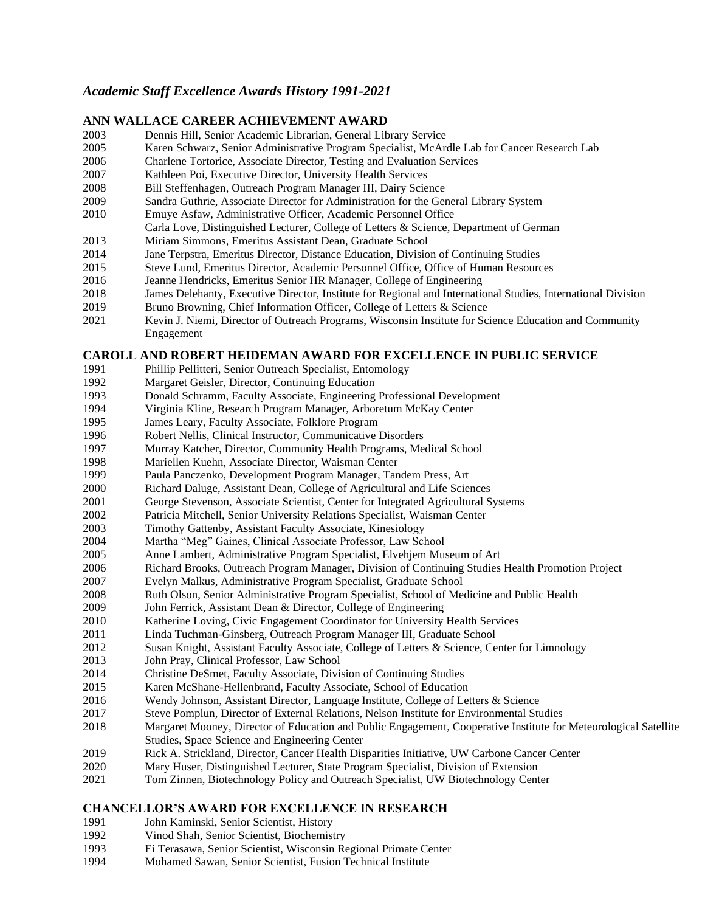*Academic Staff Excellence Awards History 1991-2021*

## ANN WALLACE CAREER ACHIEVEMENT AWARD

2003 Dennis Hill, Senior Academic Librarian, General Library Service
2005 Karen Schwarz, Senior Administrative Program Specialist, McArdle Lab for Cancer Research Lab
2006 Charlene Tortorice, Associate Director, Testing and Evaluation Services
2007 Kathleen Poi, Executive Director, University Health Services
2008 Bill Steffenhagen, Outreach Program Manager III, Dairy Science
2009 Sandra Guthrie, Associate Director for Administration for the General Library System
2010 Emuye Asfaw, Administrative Officer, Academic Personnel Office
Carla Love, Distinguished Lecturer, College of Letters & Science, Department of German
2013 Miriam Simmons, Emeritus Assistant Dean, Graduate School
2014 Jane Terpstra, Emeritus Director, Distance Education, Division of Continuing Studies
2015 Steve Lund, Emeritus Director, Academic Personnel Office, Office of Human Resources
2016 Jeanne Hendricks, Emeritus Senior HR Manager, College of Engineering
2018 James Delehanty, Executive Director, Institute for Regional and International Studies, International Division
2019 Bruno Browning, Chief Information Officer, College of Letters & Science
2021 Kevin J. Niemi, Director of Outreach Programs, Wisconsin Institute for Science Education and Community Engagement

## CAROLL AND ROBERT HEIDEMAN AWARD FOR EXCELLENCE IN PUBLIC SERVICE

1991 Phillip Pellitteri, Senior Outreach Specialist, Entomology
1992 Margaret Geisler, Director, Continuing Education
1993 Donald Schramm, Faculty Associate, Engineering Professional Development
1994 Virginia Kline, Research Program Manager, Arboretum McKay Center
1995 James Leary, Faculty Associate, Folklore Program
1996 Robert Nellis, Clinical Instructor, Communicative Disorders
1997 Murray Katcher, Director, Community Health Programs, Medical School
1998 Mariellen Kuehn, Associate Director, Waisman Center
1999 Paula Panczenko, Development Program Manager, Tandem Press, Art
2000 Richard Daluge, Assistant Dean, College of Agricultural and Life Sciences
2001 George Stevenson, Associate Scientist, Center for Integrated Agricultural Systems
2002 Patricia Mitchell, Senior University Relations Specialist, Waisman Center
2003 Timothy Gattenby, Assistant Faculty Associate, Kinesiology
2004 Martha "Meg" Gaines, Clinical Associate Professor, Law School
2005 Anne Lambert, Administrative Program Specialist, Elvehjem Museum of Art
2006 Richard Brooks, Outreach Program Manager, Division of Continuing Studies Health Promotion Project
2007 Evelyn Malkus, Administrative Program Specialist, Graduate School
2008 Ruth Olson, Senior Administrative Program Specialist, School of Medicine and Public Health
2009 John Ferrick, Assistant Dean & Director, College of Engineering
2010 Katherine Loving, Civic Engagement Coordinator for University Health Services
2011 Linda Tuchman-Ginsberg, Outreach Program Manager III, Graduate School
2012 Susan Knight, Assistant Faculty Associate, College of Letters & Science, Center for Limnology
2013 John Pray, Clinical Professor, Law School
2014 Christine DeSmet, Faculty Associate, Division of Continuing Studies
2015 Karen McShane-Hellenbrand, Faculty Associate, School of Education
2016 Wendy Johnson, Assistant Director, Language Institute, College of Letters & Science
2017 Steve Pomplun, Director of External Relations, Nelson Institute for Environmental Studies
2018 Margaret Mooney, Director of Education and Public Engagement, Cooperative Institute for Meteorological Satellite Studies, Space Science and Engineering Center
2019 Rick A. Strickland, Director, Cancer Health Disparities Initiative, UW Carbone Cancer Center
2020 Mary Huser, Distinguished Lecturer, State Program Specialist, Division of Extension
2021 Tom Zinnen, Biotechnology Policy and Outreach Specialist, UW Biotechnology Center

## CHANCELLOR'S AWARD FOR EXCELLENCE IN RESEARCH

1991 John Kaminski, Senior Scientist, History
1992 Vinod Shah, Senior Scientist, Biochemistry
1993 Ei Terasawa, Senior Scientist, Wisconsin Regional Primate Center
1994 Mohamed Sawan, Senior Scientist, Fusion Technical Institute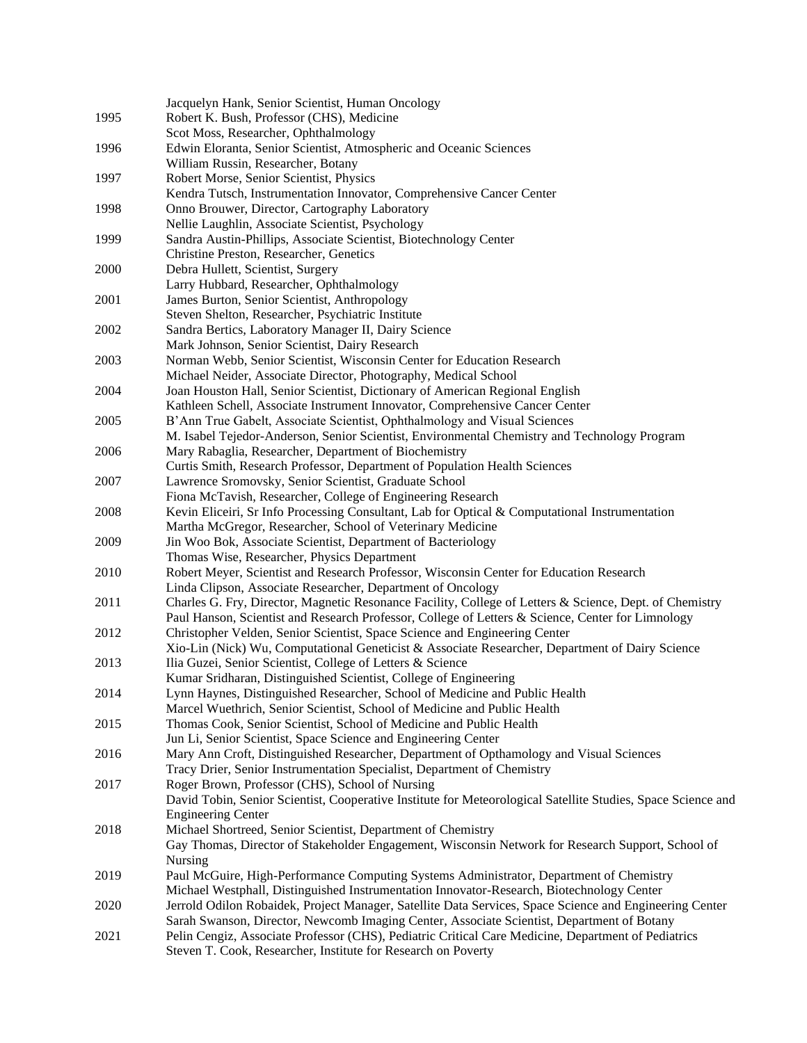| | |
|---|---|
| | Jacquelyn Hank, Senior Scientist, Human Oncology |
| 1995 | Robert K. Bush, Professor (CHS), Medicine |
| | Scot Moss, Researcher, Ophthalmology |
| 1996 | Edwin Eloranta, Senior Scientist, Atmospheric and Oceanic Sciences |
| | William Russin, Researcher, Botany |
| 1997 | Robert Morse, Senior Scientist, Physics |
| | Kendra Tutsch, Instrumentation Innovator, Comprehensive Cancer Center |
| 1998 | Onno Brouwer, Director, Cartography Laboratory |
| | Nellie Laughlin, Associate Scientist, Psychology |
| 1999 | Sandra Austin-Phillips, Associate Scientist, Biotechnology Center |
| | Christine Preston, Researcher, Genetics |
| 2000 | Debra Hullett, Scientist, Surgery |
| | Larry Hubbard, Researcher, Ophthalmology |
| 2001 | James Burton, Senior Scientist, Anthropology |
| | Steven Shelton, Researcher, Psychiatric Institute |
| 2002 | Sandra Bertics, Laboratory Manager II, Dairy Science |
| | Mark Johnson, Senior Scientist, Dairy Research |
| 2003 | Norman Webb, Senior Scientist, Wisconsin Center for Education Research |
| | Michael Neider, Associate Director, Photography, Medical School |
| 2004 | Joan Houston Hall, Senior Scientist, Dictionary of American Regional English |
| | Kathleen Schell, Associate Instrument Innovator, Comprehensive Cancer Center |
| 2005 | B'Ann True Gabelt, Associate Scientist, Ophthalmology and Visual Sciences |
| | M. Isabel Tejedor-Anderson, Senior Scientist, Environmental Chemistry and Technology Program |
| 2006 | Mary Rabaglia, Researcher, Department of Biochemistry |
| | Curtis Smith, Research Professor, Department of Population Health Sciences |
| 2007 | Lawrence Sromovsky, Senior Scientist, Graduate School |
| | Fiona McTavish, Researcher, College of Engineering Research |
| 2008 | Kevin Eliceiri, Sr Info Processing Consultant, Lab for Optical & Computational Instrumentation |
| | Martha McGregor, Researcher, School of Veterinary Medicine |
| 2009 | Jin Woo Bok, Associate Scientist, Department of Bacteriology |
| | Thomas Wise, Researcher, Physics Department |
| 2010 | Robert Meyer, Scientist and Research Professor, Wisconsin Center for Education Research |
| | Linda Clipson, Associate Researcher, Department of Oncology |
| 2011 | Charles G. Fry, Director, Magnetic Resonance Facility, College of Letters & Science, Dept. of Chemistry |
| | Paul Hanson, Scientist and Research Professor, College of Letters & Science, Center for Limnology |
| 2012 | Christopher Velden, Senior Scientist, Space Science and Engineering Center |
| | Xio-Lin (Nick) Wu, Computational Geneticist & Associate Researcher, Department of Dairy Science |
| 2013 | Ilia Guzei, Senior Scientist, College of Letters & Science |
| | Kumar Sridharan, Distinguished Scientist, College of Engineering |
| 2014 | Lynn Haynes, Distinguished Researcher, School of Medicine and Public Health |
| | Marcel Wuethrich, Senior Scientist, School of Medicine and Public Health |
| 2015 | Thomas Cook, Senior Scientist, School of Medicine and Public Health |
| | Jun Li, Senior Scientist, Space Science and Engineering Center |
| 2016 | Mary Ann Croft, Distinguished Researcher, Department of Opthamology and Visual Sciences |
| | Tracy Drier, Senior Instrumentation Specialist, Department of Chemistry |
| 2017 | Roger Brown, Professor (CHS), School of Nursing |
| | David Tobin, Senior Scientist, Cooperative Institute for Meteorological Satellite Studies, Space Science and Engineering Center |
| 2018 | Michael Shortreed, Senior Scientist, Department of Chemistry |
| | Gay Thomas, Director of Stakeholder Engagement, Wisconsin Network for Research Support, School of Nursing |
| 2019 | Paul McGuire, High-Performance Computing Systems Administrator, Department of Chemistry |
| | Michael Westphall, Distinguished Instrumentation Innovator-Research, Biotechnology Center |
| 2020 | Jerrold Odilon Robaidek, Project Manager, Satellite Data Services, Space Science and Engineering Center |
| | Sarah Swanson, Director, Newcomb Imaging Center, Associate Scientist, Department of Botany |
| 2021 | Pelin Cengiz, Associate Professor (CHS), Pediatric Critical Care Medicine, Department of Pediatrics |
| | Steven T. Cook, Researcher, Institute for Research on Poverty |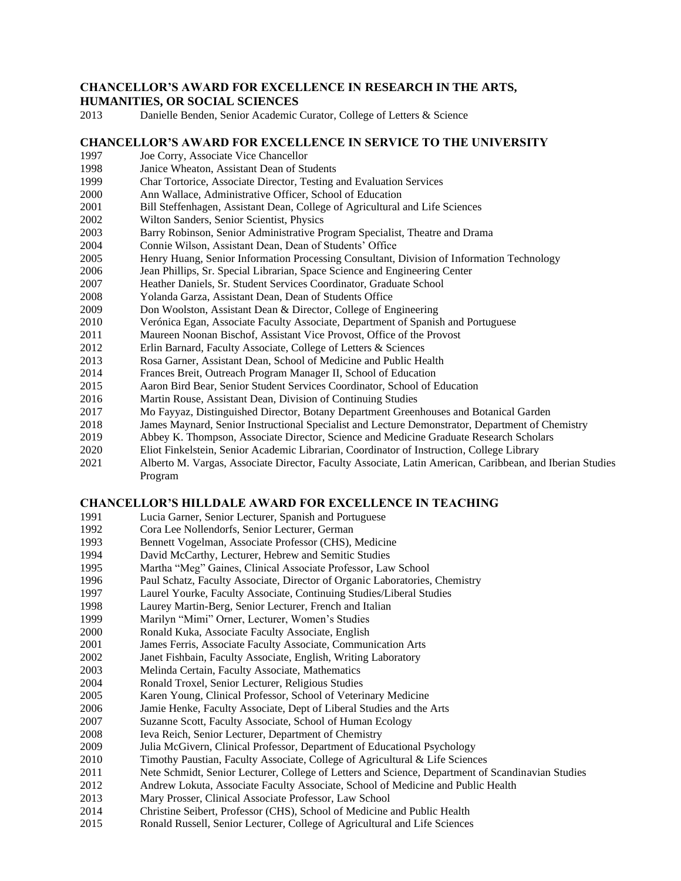## CHANCELLOR'S AWARD FOR EXCELLENCE IN RESEARCH IN THE ARTS, HUMANITIES, OR SOCIAL SCIENCES

2013 Danielle Benden, Senior Academic Curator, College of Letters & Science

## CHANCELLOR'S AWARD FOR EXCELLENCE IN SERVICE TO THE UNIVERSITY

1997 Joe Corry, Associate Vice Chancellor
1998 Janice Wheaton, Assistant Dean of Students
1999 Char Tortorice, Associate Director, Testing and Evaluation Services
2000 Ann Wallace, Administrative Officer, School of Education
2001 Bill Steffenhagen, Assistant Dean, College of Agricultural and Life Sciences
2002 Wilton Sanders, Senior Scientist, Physics
2003 Barry Robinson, Senior Administrative Program Specialist, Theatre and Drama
2004 Connie Wilson, Assistant Dean, Dean of Students' Office
2005 Henry Huang, Senior Information Processing Consultant, Division of Information Technology
2006 Jean Phillips, Sr. Special Librarian, Space Science and Engineering Center
2007 Heather Daniels, Sr. Student Services Coordinator, Graduate School
2008 Yolanda Garza, Assistant Dean, Dean of Students Office
2009 Don Woolston, Assistant Dean & Director, College of Engineering
2010 Verónica Egan, Associate Faculty Associate, Department of Spanish and Portuguese
2011 Maureen Noonan Bischof, Assistant Vice Provost, Office of the Provost
2012 Erlin Barnard, Faculty Associate, College of Letters & Sciences
2013 Rosa Garner, Assistant Dean, School of Medicine and Public Health
2014 Frances Breit, Outreach Program Manager II, School of Education
2015 Aaron Bird Bear, Senior Student Services Coordinator, School of Education
2016 Martin Rouse, Assistant Dean, Division of Continuing Studies
2017 Mo Fayyaz, Distinguished Director, Botany Department Greenhouses and Botanical Garden
2018 James Maynard, Senior Instructional Specialist and Lecture Demonstrator, Department of Chemistry
2019 Abbey K. Thompson, Associate Director, Science and Medicine Graduate Research Scholars
2020 Eliot Finkelstein, Senior Academic Librarian, Coordinator of Instruction, College Library
2021 Alberto M. Vargas, Associate Director, Faculty Associate, Latin American, Caribbean, and Iberian Studies Program

## CHANCELLOR'S HILLDALE AWARD FOR EXCELLENCE IN TEACHING

1991 Lucia Garner, Senior Lecturer, Spanish and Portuguese
1992 Cora Lee Nollendorfs, Senior Lecturer, German
1993 Bennett Vogelman, Associate Professor (CHS), Medicine
1994 David McCarthy, Lecturer, Hebrew and Semitic Studies
1995 Martha "Meg" Gaines, Clinical Associate Professor, Law School
1996 Paul Schatz, Faculty Associate, Director of Organic Laboratories, Chemistry
1997 Laurel Yourke, Faculty Associate, Continuing Studies/Liberal Studies
1998 Laurey Martin-Berg, Senior Lecturer, French and Italian
1999 Marilyn "Mimi" Orner, Lecturer, Women's Studies
2000 Ronald Kuka, Associate Faculty Associate, English
2001 James Ferris, Associate Faculty Associate, Communication Arts
2002 Janet Fishbain, Faculty Associate, English, Writing Laboratory
2003 Melinda Certain, Faculty Associate, Mathematics
2004 Ronald Troxel, Senior Lecturer, Religious Studies
2005 Karen Young, Clinical Professor, School of Veterinary Medicine
2006 Jamie Henke, Faculty Associate, Dept of Liberal Studies and the Arts
2007 Suzanne Scott, Faculty Associate, School of Human Ecology
2008 Ieva Reich, Senior Lecturer, Department of Chemistry
2009 Julia McGivern, Clinical Professor, Department of Educational Psychology
2010 Timothy Paustian, Faculty Associate, College of Agricultural & Life Sciences
2011 Nete Schmidt, Senior Lecturer, College of Letters and Science, Department of Scandinavian Studies
2012 Andrew Lokuta, Associate Faculty Associate, School of Medicine and Public Health
2013 Mary Prosser, Clinical Associate Professor, Law School
2014 Christine Seibert, Professor (CHS), School of Medicine and Public Health
2015 Ronald Russell, Senior Lecturer, College of Agricultural and Life Sciences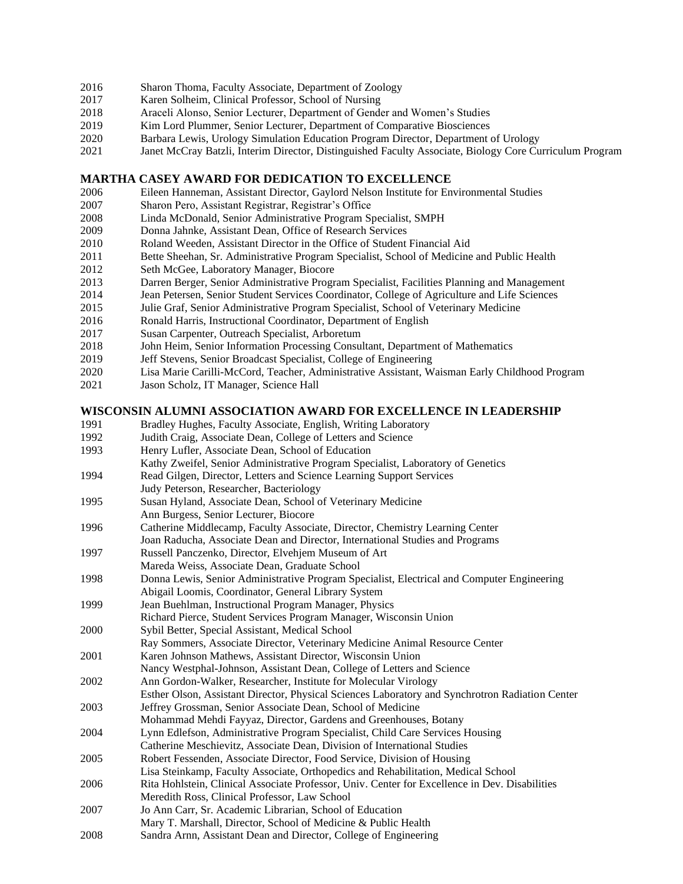2016 Sharon Thoma, Faculty Associate, Department of Zoology
2017 Karen Solheim, Clinical Professor, School of Nursing
2018 Araceli Alonso, Senior Lecturer, Department of Gender and Women's Studies
2019 Kim Lord Plummer, Senior Lecturer, Department of Comparative Biosciences
2020 Barbara Lewis, Urology Simulation Education Program Director, Department of Urology
2021 Janet McCray Batzli, Interim Director, Distinguished Faculty Associate, Biology Core Curriculum Program

## MARTHA CASEY AWARD FOR DEDICATION TO EXCELLENCE

2006 Eileen Hanneman, Assistant Director, Gaylord Nelson Institute for Environmental Studies
2007 Sharon Pero, Assistant Registrar, Registrar's Office
2008 Linda McDonald, Senior Administrative Program Specialist, SMPH
2009 Donna Jahnke, Assistant Dean, Office of Research Services
2010 Roland Weeden, Assistant Director in the Office of Student Financial Aid
2011 Bette Sheehan, Sr. Administrative Program Specialist, School of Medicine and Public Health
2012 Seth McGee, Laboratory Manager, Biocore
2013 Darren Berger, Senior Administrative Program Specialist, Facilities Planning and Management
2014 Jean Petersen, Senior Student Services Coordinator, College of Agriculture and Life Sciences
2015 Julie Graf, Senior Administrative Program Specialist, School of Veterinary Medicine
2016 Ronald Harris, Instructional Coordinator, Department of English
2017 Susan Carpenter, Outreach Specialist, Arboretum
2018 John Heim, Senior Information Processing Consultant, Department of Mathematics
2019 Jeff Stevens, Senior Broadcast Specialist, College of Engineering
2020 Lisa Marie Carilli-McCord, Teacher, Administrative Assistant, Waisman Early Childhood Program
2021 Jason Scholz, IT Manager, Science Hall

## WISCONSIN ALUMNI ASSOCIATION AWARD FOR EXCELLENCE IN LEADERSHIP

1991 Bradley Hughes, Faculty Associate, English, Writing Laboratory
1992 Judith Craig, Associate Dean, College of Letters and Science
1993 Henry Lufler, Associate Dean, School of Education
Kathy Zweifel, Senior Administrative Program Specialist, Laboratory of Genetics
1994 Read Gilgen, Director, Letters and Science Learning Support Services
Judy Peterson, Researcher, Bacteriology
1995 Susan Hyland, Associate Dean, School of Veterinary Medicine
Ann Burgess, Senior Lecturer, Biocore
1996 Catherine Middlecamp, Faculty Associate, Director, Chemistry Learning Center
Joan Raducha, Associate Dean and Director, International Studies and Programs
1997 Russell Panczenko, Director, Elvehjem Museum of Art
Mareda Weiss, Associate Dean, Graduate School
1998 Donna Lewis, Senior Administrative Program Specialist, Electrical and Computer Engineering
Abigail Loomis, Coordinator, General Library System
1999 Jean Buehlman, Instructional Program Manager, Physics
Richard Pierce, Student Services Program Manager, Wisconsin Union
2000 Sybil Better, Special Assistant, Medical School
Ray Sommers, Associate Director, Veterinary Medicine Animal Resource Center
2001 Karen Johnson Mathews, Assistant Director, Wisconsin Union
Nancy Westphal-Johnson, Assistant Dean, College of Letters and Science
2002 Ann Gordon-Walker, Researcher, Institute for Molecular Virology
Esther Olson, Assistant Director, Physical Sciences Laboratory and Synchrotron Radiation Center
2003 Jeffrey Grossman, Senior Associate Dean, School of Medicine
Mohammad Mehdi Fayyaz, Director, Gardens and Greenhouses, Botany
2004 Lynn Edlefson, Administrative Program Specialist, Child Care Services Housing
Catherine Meschievitz, Associate Dean, Division of International Studies
2005 Robert Fessenden, Associate Director, Food Service, Division of Housing
Lisa Steinkamp, Faculty Associate, Orthopedics and Rehabilitation, Medical School
2006 Rita Hohlstein, Clinical Associate Professor, Univ. Center for Excellence in Dev. Disabilities
Meredith Ross, Clinical Professor, Law School
2007 Jo Ann Carr, Sr. Academic Librarian, School of Education
Mary T. Marshall, Director, School of Medicine & Public Health
2008 Sandra Arnn, Assistant Dean and Director, College of Engineering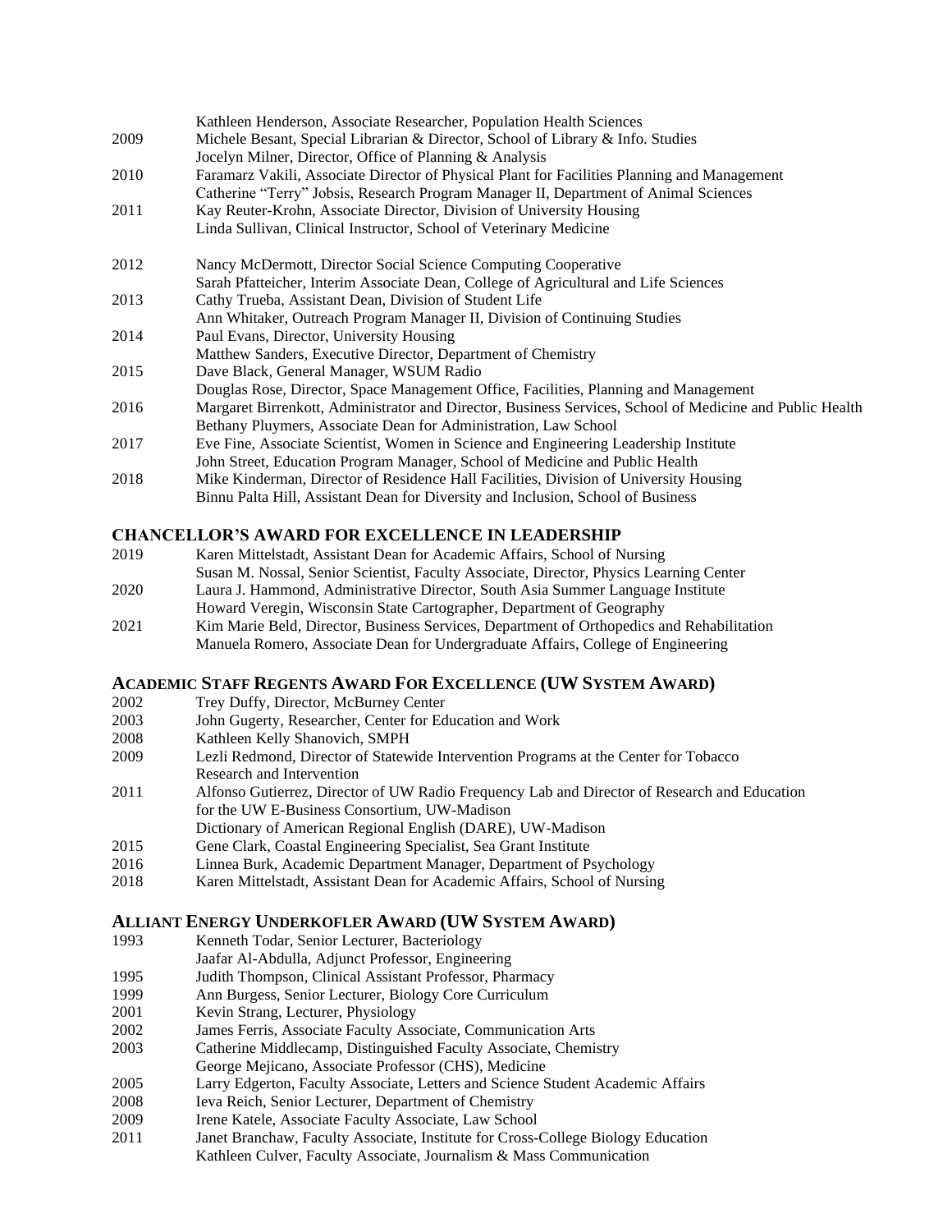| | |
|---|---|
| | Kathleen Henderson, Associate Researcher, Population Health Sciences |
| 2009 | Michele Besant, Special Librarian & Director, School of Library & Info. Studies |
| | Jocelyn Milner, Director, Office of Planning & Analysis |
| 2010 | Faramarz Vakili, Associate Director of Physical Plant for Facilities Planning and Management |
| | Catherine "Terry" Jobsis, Research Program Manager II, Department of Animal Sciences |
| 2011 | Kay Reuter-Krohn, Associate Director, Division of University Housing |
| | Linda Sullivan, Clinical Instructor, School of Veterinary Medicine |
| 2012 | Nancy McDermott, Director Social Science Computing Cooperative |
| | Sarah Pfatteicher, Interim Associate Dean, College of Agricultural and Life Sciences |
| 2013 | Cathy Trueba, Assistant Dean, Division of Student Life |
| | Ann Whitaker, Outreach Program Manager II, Division of Continuing Studies |
| 2014 | Paul Evans, Director, University Housing |
| | Matthew Sanders, Executive Director, Department of Chemistry |
| 2015 | Dave Black, General Manager, WSUM Radio |
| | Douglas Rose, Director, Space Management Office, Facilities, Planning and Management |
| 2016 | Margaret Birrenkott, Administrator and Director, Business Services, School of Medicine and Public Health |
| | Bethany Pluymers, Associate Dean for Administration, Law School |
| 2017 | Eve Fine, Associate Scientist, Women in Science and Engineering Leadership Institute |
| | John Street, Education Program Manager, School of Medicine and Public Health |
| 2018 | Mike Kinderman, Director of Residence Hall Facilities, Division of University Housing |
| | Binnu Palta Hill, Assistant Dean for Diversity and Inclusion, School of Business |

## CHANCELLOR'S AWARD FOR EXCELLENCE IN LEADERSHIP

| | |
|---|---|
| 2019 | Karen Mittelstadt, Assistant Dean for Academic Affairs, School of Nursing |
| | Susan M. Nossal, Senior Scientist, Faculty Associate, Director, Physics Learning Center |
| 2020 | Laura J. Hammond, Administrative Director, South Asia Summer Language Institute |
| | Howard Veregin, Wisconsin State Cartographer, Department of Geography |
| 2021 | Kim Marie Beld, Director, Business Services, Department of Orthopedics and Rehabilitation |
| | Manuela Romero, Associate Dean for Undergraduate Affairs, College of Engineering |

## ACADEMIC STAFF REGENTS AWARD FOR EXCELLENCE (UW SYSTEM AWARD)

| | |
|---|---|
| 2002 | Trey Duffy, Director, McBurney Center |
| 2003 | John Gugerty, Researcher, Center for Education and Work |
| 2008 | Kathleen Kelly Shanovich, SMPH |
| 2009 | Lezli Redmond, Director of Statewide Intervention Programs at the Center for Tobacco Research and Intervention |
| 2011 | Alfonso Gutierrez, Director of UW Radio Frequency Lab and Director of Research and Education for the UW E-Business Consortium, UW-Madison |
| | Dictionary of American Regional English (DARE), UW-Madison |
| 2015 | Gene Clark, Coastal Engineering Specialist, Sea Grant Institute |
| 2016 | Linnea Burk, Academic Department Manager, Department of Psychology |
| 2018 | Karen Mittelstadt, Assistant Dean for Academic Affairs, School of Nursing |

## ALLIANT ENERGY UNDERKOFLER AWARD (UW SYSTEM AWARD)

| | |
|---|---|
| 1993 | Kenneth Todar, Senior Lecturer, Bacteriology |
| | Jaafar Al-Abdulla, Adjunct Professor, Engineering |
| 1995 | Judith Thompson, Clinical Assistant Professor, Pharmacy |
| 1999 | Ann Burgess, Senior Lecturer, Biology Core Curriculum |
| 2001 | Kevin Strang, Lecturer, Physiology |
| 2002 | James Ferris, Associate Faculty Associate, Communication Arts |
| 2003 | Catherine Middlecamp, Distinguished Faculty Associate, Chemistry |
| | George Mejicano, Associate Professor (CHS), Medicine |
| 2005 | Larry Edgerton, Faculty Associate, Letters and Science Student Academic Affairs |
| 2008 | Ieva Reich, Senior Lecturer, Department of Chemistry |
| 2009 | Irene Katele, Associate Faculty Associate, Law School |
| 2011 | Janet Branchaw, Faculty Associate, Institute for Cross-College Biology Education |
| | Kathleen Culver, Faculty Associate, Journalism & Mass Communication |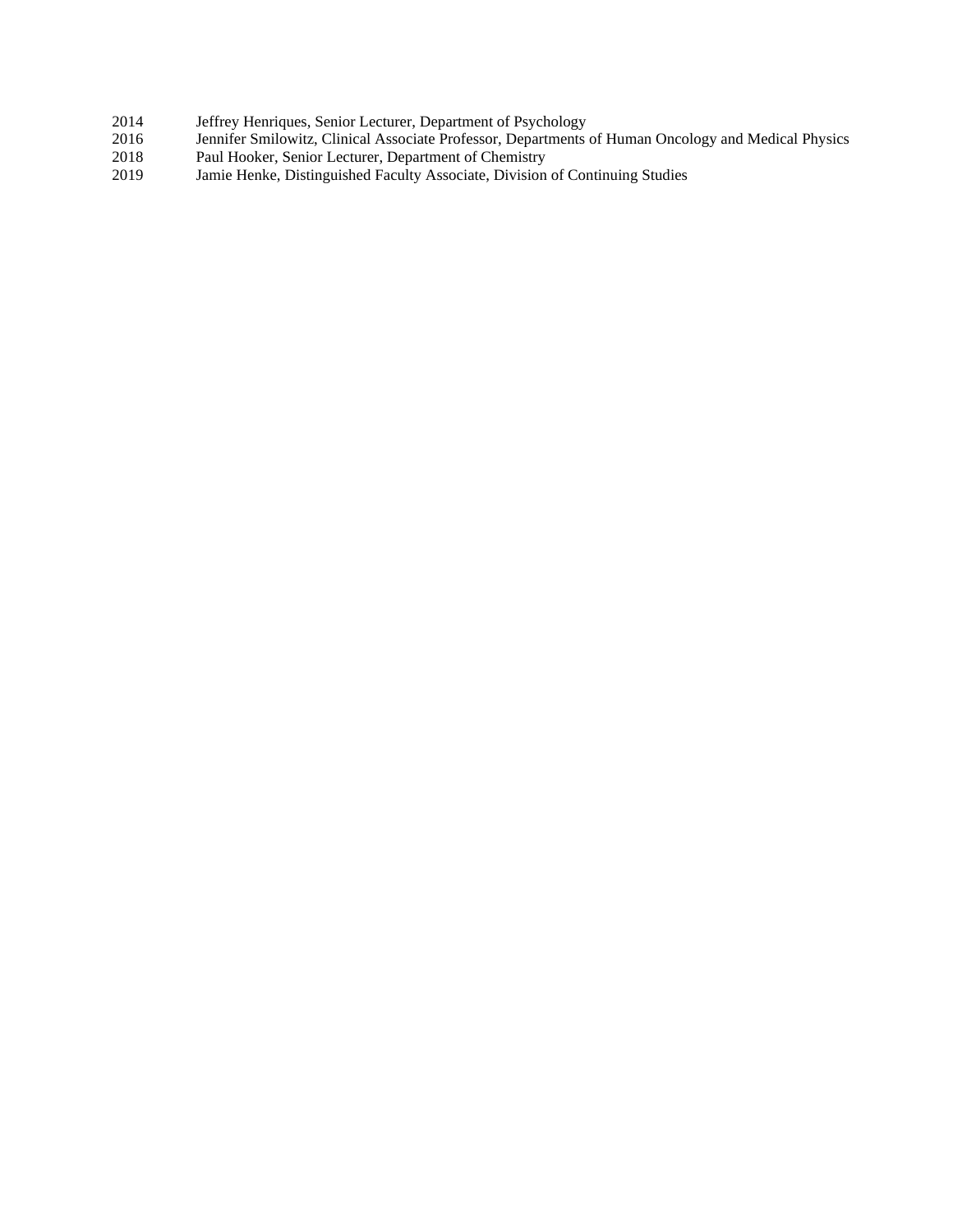2014 Jeffrey Henriques, Senior Lecturer, Department of Psychology
2016 Jennifer Smilowitz, Clinical Associate Professor, Departments of Human Oncology and Medical Physics
2018 Paul Hooker, Senior Lecturer, Department of Chemistry
2019 Jamie Henke, Distinguished Faculty Associate, Division of Continuing Studies